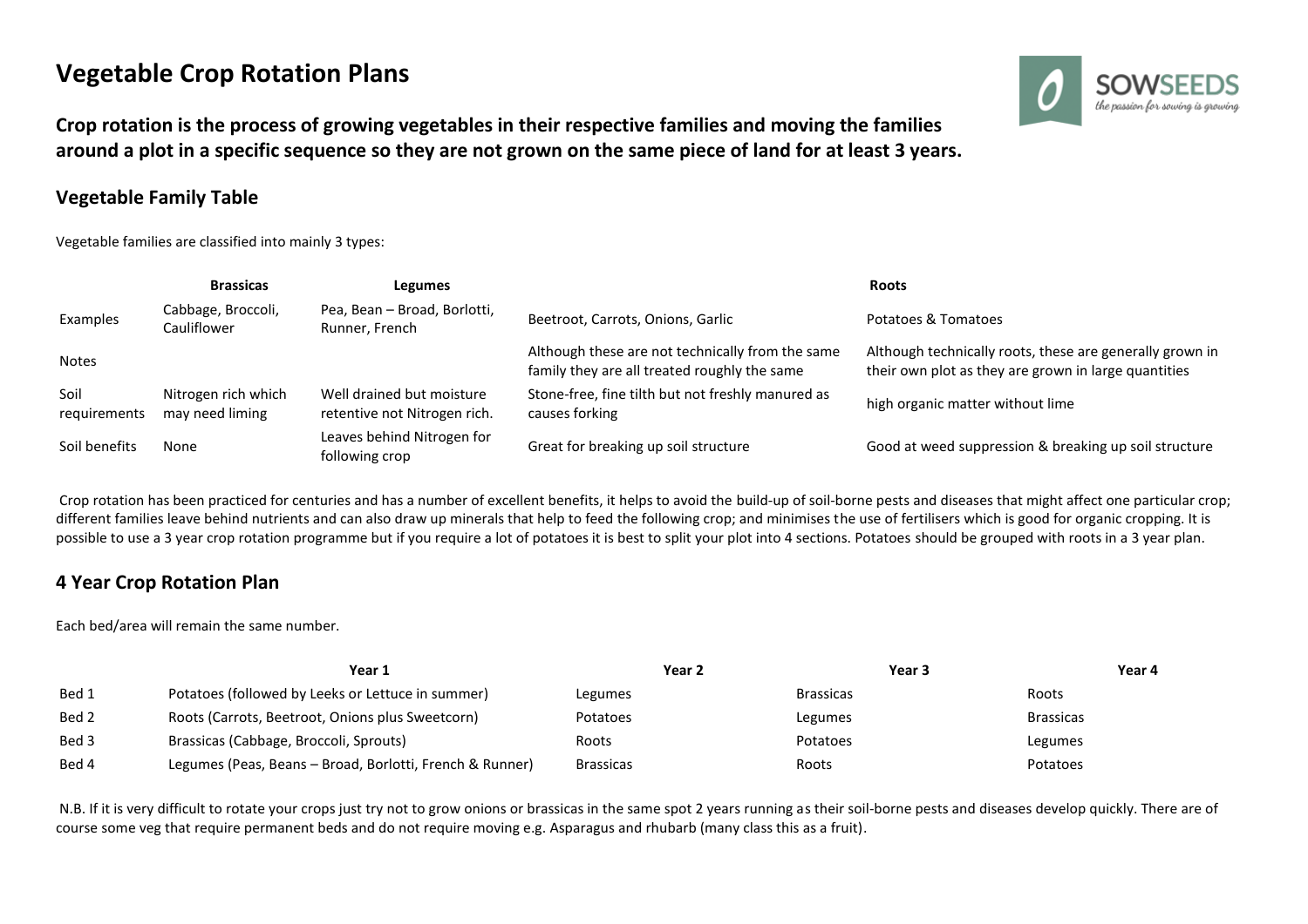# Vegetable Crop Rotation Plans

**Crop rotation is the process of growing vegetables in their respective families and moving the families around a plot in a specific sequence so they are not grown on the same piece of land for at least 3 years.**

## Vegetable Family Table

Vegetable families are classified into mainly 3 types:

| | Brassicas | Legumes | | Roots |
|---|---|---|---|---|
| Examples | Cabbage, Broccoli, Cauliflower | Pea, Bean – Broad, Borlotti, Runner, French | Beetroot, Carrots, Onions, Garlic | Potatoes & Tomatoes |
| Notes | | | Although these are not technically from the same family they are all treated roughly the same | Although technically roots, these are generally grown in their own plot as they are grown in large quantities |
| Soil requirements | Nitrogen rich which may need liming | Well drained but moisture retentive not Nitrogen rich. | Stone-free, fine tilth but not freshly manured as causes forking | high organic matter without lime |
| Soil benefits | None | Leaves behind Nitrogen for following crop | Great for breaking up soil structure | Good at weed suppression & breaking up soil structure |

Crop rotation has been practiced for centuries and has a number of excellent benefits, it helps to avoid the build-up of soil-borne pests and diseases that might affect one particular crop; different families leave behind nutrients and can also draw up minerals that help to feed the following crop; and minimises the use of fertilisers which is good for organic cropping. It is possible to use a 3 year crop rotation programme but if you require a lot of potatoes it is best to split your plot into 4 sections. Potatoes should be grouped with roots in a 3 year plan.

## 4 Year Crop Rotation Plan

Each bed/area will remain the same number.

| | Year 1 | Year 2 | Year 3 | Year 4 |
|---|---|---|---|---|
| Bed 1 | Potatoes (followed by Leeks or Lettuce in summer) | Legumes | Brassicas | Roots |
| Bed 2 | Roots (Carrots, Beetroot, Onions plus Sweetcorn) | Potatoes | Legumes | Brassicas |
| Bed 3 | Brassicas (Cabbage, Broccoli, Sprouts) | Roots | Potatoes | Legumes |
| Bed 4 | Legumes (Peas, Beans – Broad, Borlotti, French & Runner) | Brassicas | Roots | Potatoes |

N.B. If it is very difficult to rotate your crops just try not to grow onions or brassicas in the same spot 2 years running as their soil-borne pests and diseases develop quickly. There are of course some veg that require permanent beds and do not require moving e.g. Asparagus and rhubarb (many class this as a fruit).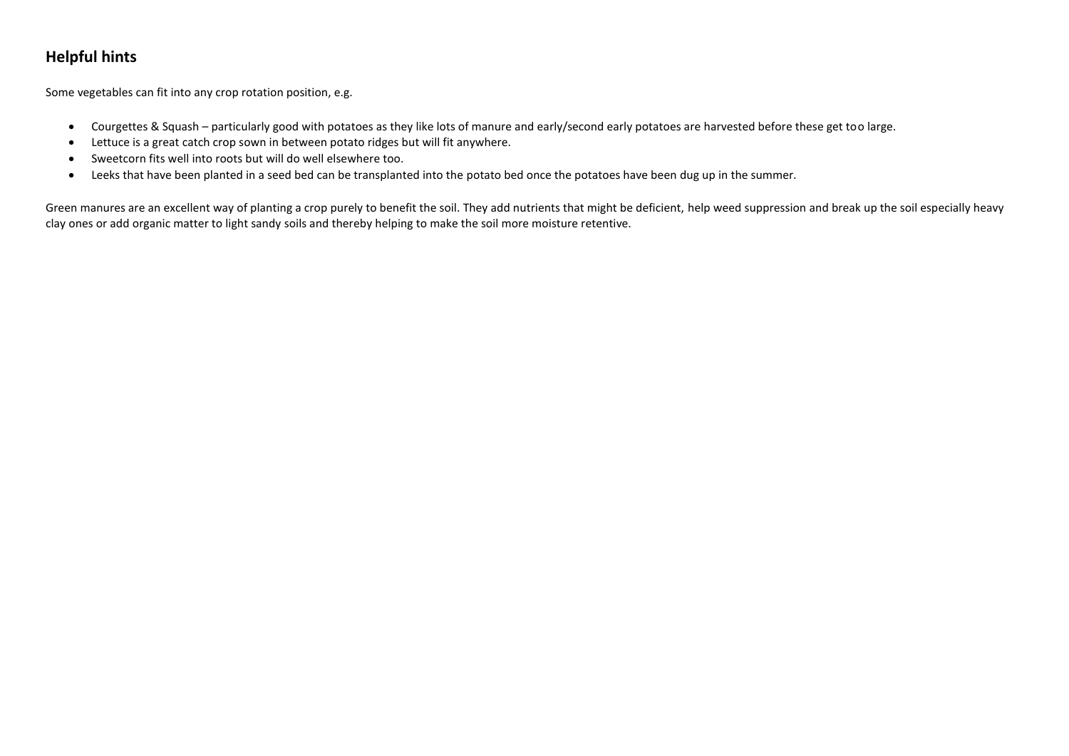## Helpful hints

Some vegetables can fit into any crop rotation position, e.g.

- Courgettes & Squash – particularly good with potatoes as they like lots of manure and early/second early potatoes are harvested before these get too large.
- Lettuce is a great catch crop sown in between potato ridges but will fit anywhere.
- Sweetcorn fits well into roots but will do well elsewhere too.
- Leeks that have been planted in a seed bed can be transplanted into the potato bed once the potatoes have been dug up in the summer.

Green manures are an excellent way of planting a crop purely to benefit the soil. They add nutrients that might be deficient, help weed suppression and break up the soil especially heavy clay ones or add organic matter to light sandy soils and thereby helping to make the soil more moisture retentive.